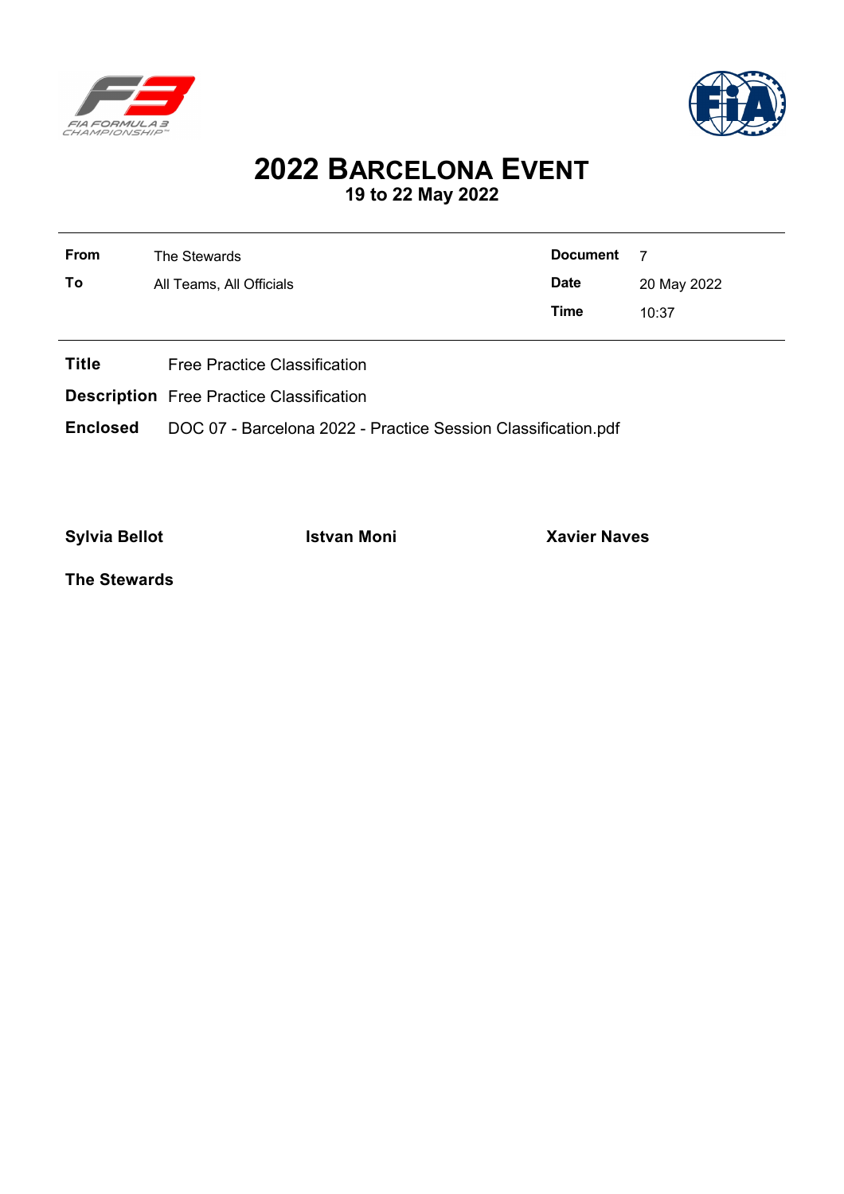# 2022 BARCELONA EVENT

**19 to 22 May 2022**

| **From** | The Stewards | **Document** | 7 |
|---|---|---|---|
| **To** | All Teams, All Officials | **Date** | 20 May 2022 |
| | | **Time** | 10:37 |

**Title** Free Practice Classification

**Description** Free Practice Classification

**Enclosed** DOC 07 - Barcelona 2022 - Practice Session Classification.pdf

**Sylvia Bellot** **Istvan Moni** **Xavier Naves**

**The Stewards**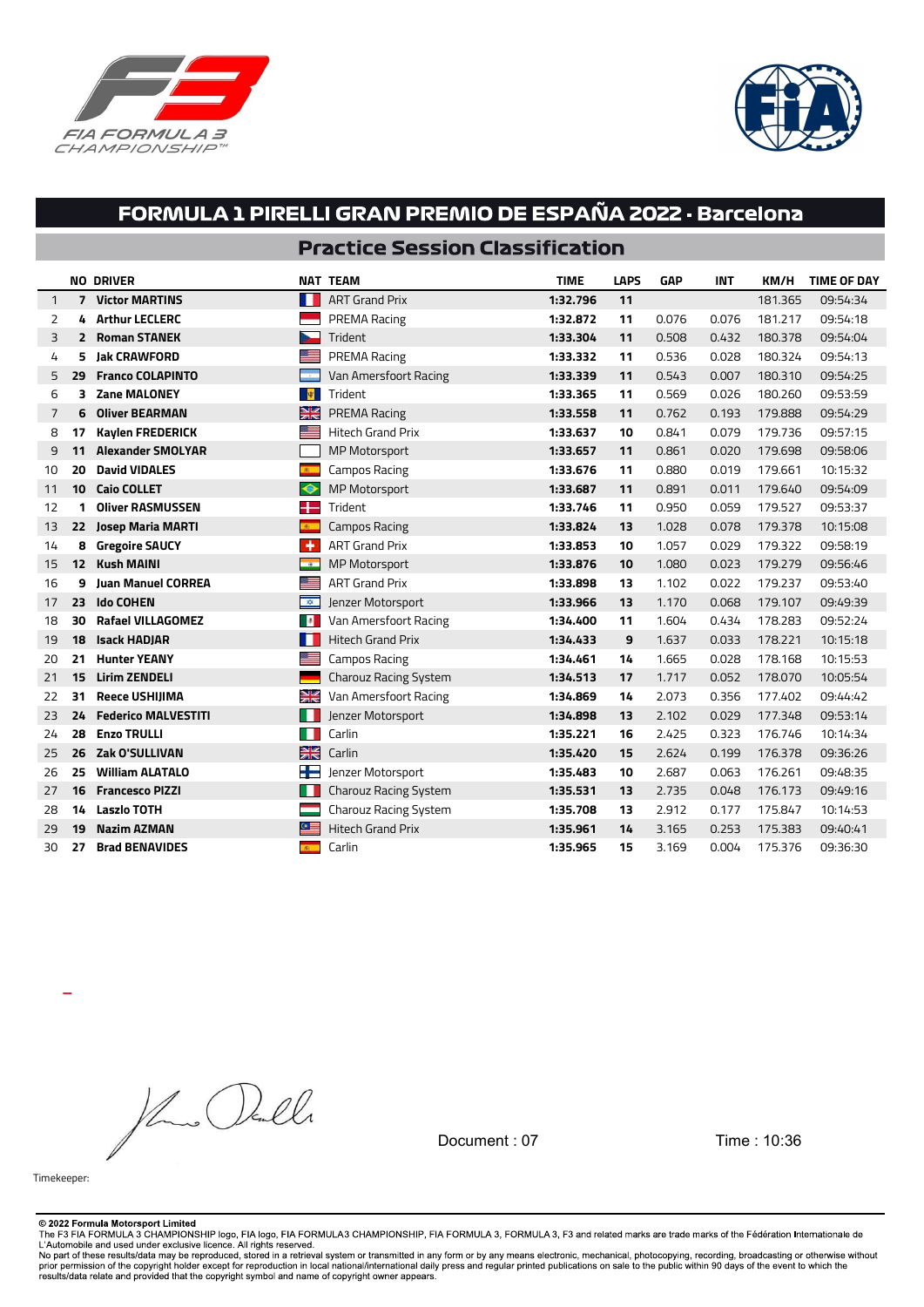# FORMULA 1 PIRELLI GRAN PREMIO DE ESPAÑA 2022 - Barcelona

## Practice Session Classification

| | NO | DRIVER | NAT | TEAM | TIME | LAPS | GAP | INT | KM/H | TIME OF DAY |
|---|---|---|---|---|---|---|---|---|---|---|
| 1 | 7 | Victor MARTINS | | ART Grand Prix | 1:32.796 | 11 | | | 181.365 | 09:54:34 |
| 2 | 4 | Arthur LECLERC | | PREMA Racing | 1:32.872 | 11 | 0.076 | 0.076 | 181.217 | 09:54:18 |
| 3 | 2 | Roman STANEK | | Trident | 1:33.304 | 11 | 0.508 | 0.432 | 180.378 | 09:54:04 |
| 4 | 5 | Jak CRAWFORD | | PREMA Racing | 1:33.332 | 11 | 0.536 | 0.028 | 180.324 | 09:54:13 |
| 5 | 29 | Franco COLAPINTO | | Van Amersfoort Racing | 1:33.339 | 11 | 0.543 | 0.007 | 180.310 | 09:54:25 |
| 6 | 3 | Zane MALONEY | | Trident | 1:33.365 | 11 | 0.569 | 0.026 | 180.260 | 09:53:59 |
| 7 | 6 | Oliver BEARMAN | | PREMA Racing | 1:33.558 | 11 | 0.762 | 0.193 | 179.888 | 09:54:29 |
| 8 | 17 | Kaylen FREDERICK | | Hitech Grand Prix | 1:33.637 | 10 | 0.841 | 0.079 | 179.736 | 09:57:15 |
| 9 | 11 | Alexander SMOLYAR | | MP Motorsport | 1:33.657 | 11 | 0.861 | 0.020 | 179.698 | 09:58:06 |
| 10 | 20 | David VIDALES | | Campos Racing | 1:33.676 | 11 | 0.880 | 0.019 | 179.661 | 10:15:32 |
| 11 | 10 | Caio COLLET | | MP Motorsport | 1:33.687 | 11 | 0.891 | 0.011 | 179.640 | 09:54:09 |
| 12 | 1 | Oliver RASMUSSEN | | Trident | 1:33.746 | 11 | 0.950 | 0.059 | 179.527 | 09:53:37 |
| 13 | 22 | Josep Maria MARTI | | Campos Racing | 1:33.824 | 13 | 1.028 | 0.078 | 179.378 | 10:15:08 |
| 14 | 8 | Gregoire SAUCY | | ART Grand Prix | 1:33.853 | 10 | 1.057 | 0.029 | 179.322 | 09:58:19 |
| 15 | 12 | Kush MAINI | | MP Motorsport | 1:33.876 | 10 | 1.080 | 0.023 | 179.279 | 09:56:46 |
| 16 | 9 | Juan Manuel CORREA | | ART Grand Prix | 1:33.898 | 13 | 1.102 | 0.022 | 179.237 | 09:53:40 |
| 17 | 23 | Ido COHEN | | Jenzer Motorsport | 1:33.966 | 13 | 1.170 | 0.068 | 179.107 | 09:49:39 |
| 18 | 30 | Rafael VILLAGOMEZ | | Van Amersfoort Racing | 1:34.400 | 11 | 1.604 | 0.434 | 178.283 | 09:52:24 |
| 19 | 18 | Isack HADJAR | | Hitech Grand Prix | 1:34.433 | 9 | 1.637 | 0.033 | 178.221 | 10:15:18 |
| 20 | 21 | Hunter YEANY | | Campos Racing | 1:34.461 | 14 | 1.665 | 0.028 | 178.168 | 10:15:53 |
| 21 | 15 | Lirim ZENDELI | | Charouz Racing System | 1:34.513 | 17 | 1.717 | 0.052 | 178.070 | 10:05:54 |
| 22 | 31 | Reece USHIJIMA | | Van Amersfoort Racing | 1:34.869 | 14 | 2.073 | 0.356 | 177.402 | 09:44:42 |
| 23 | 24 | Federico MALVESTITI | | Jenzer Motorsport | 1:34.898 | 13 | 2.102 | 0.029 | 177.348 | 09:53:14 |
| 24 | 28 | Enzo TRULLI | | Carlin | 1:35.221 | 16 | 2.425 | 0.323 | 176.746 | 10:14:34 |
| 25 | 26 | Zak O'SULLIVAN | | Carlin | 1:35.420 | 15 | 2.624 | 0.199 | 176.378 | 09:36:26 |
| 26 | 25 | William ALATALO | | Jenzer Motorsport | 1:35.483 | 10 | 2.687 | 0.063 | 176.261 | 09:48:35 |
| 27 | 16 | Francesco PIZZI | | Charouz Racing System | 1:35.531 | 13 | 2.735 | 0.048 | 176.173 | 09:49:16 |
| 28 | 14 | Laszlo TOTH | | Charouz Racing System | 1:35.708 | 13 | 2.912 | 0.177 | 175.847 | 10:14:53 |
| 29 | 19 | Nazim AZMAN | | Hitech Grand Prix | 1:35.961 | 14 | 3.165 | 0.253 | 175.383 | 09:40:41 |
| 30 | 27 | Brad BENAVIDES | | Carlin | 1:35.965 | 15 | 3.169 | 0.004 | 175.376 | 09:36:30 |

Timekeeper:

Document : 07

Time : 10:36

© 2022 Formula Motorsport Limited
The F3 FIA FORMULA 3 CHAMPIONSHIP logo, FIA logo, FIA FORMULA3 CHAMPIONSHIP, FIA FORMULA 3, FORMULA 3, F3 and related marks are trade marks of the Fédération Internationale de L'Automobile and used under exclusive licence. All rights reserved.
No part of these results/data may be reproduced, stored in a retrieval system or transmitted in any form or by any means electronic, mechanical, photocopying, recording, broadcasting or otherwise without prior permission of the copyright holder except for reproduction in local national/international daily press and regular printed publications on sale to the public within 90 days of the event to which the results/data relate and provided that the copyright symbol and name of copyright owner appears.